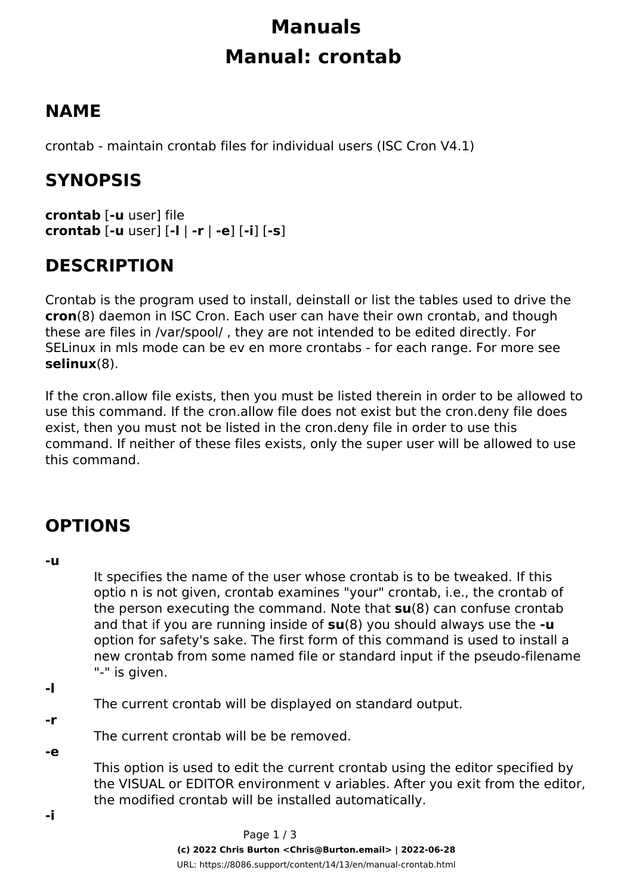# Manuals

# Manual: crontab

## NAME

crontab - maintain crontab files for individual users (ISC Cron V4.1)

## SYNOPSIS

**crontab** [**-u** user] file
**crontab** [**-u** user] [**-l** | **-r** | **-e**] [**-i**] [**-s**]

## DESCRIPTION

Crontab is the program used to install, deinstall or list the tables used to drive the **cron**(8) daemon in ISC Cron. Each user can have their own crontab, and though these are files in /var/spool/ , they are not intended to be edited directly. For SELinux in mls mode can be ev en more crontabs - for each range. For more see **selinux**(8).

If the cron.allow file exists, then you must be listed therein in order to be allowed to use this command. If the cron.allow file does not exist but the cron.deny file does exist, then you must not be listed in the cron.deny file in order to use this command. If neither of these files exists, only the super user will be allowed to use this command.

## OPTIONS

**-u**

It specifies the name of the user whose crontab is to be tweaked. If this optio n is not given, crontab examines "your" crontab, i.e., the crontab of the person executing the command. Note that **su**(8) can confuse crontab and that if you are running inside of **su**(8) you should always use the **-u** option for safety's sake. The first form of this command is used to install a new crontab from some named file or standard input if the pseudo-filename "-" is given.

**-l**

The current crontab will be displayed on standard output.

**-r**

The current crontab will be be removed.

**-e**

This option is used to edit the current crontab using the editor specified by the VISUAL or EDITOR environment v ariables. After you exit from the editor, the modified crontab will be installed automatically.

**-i**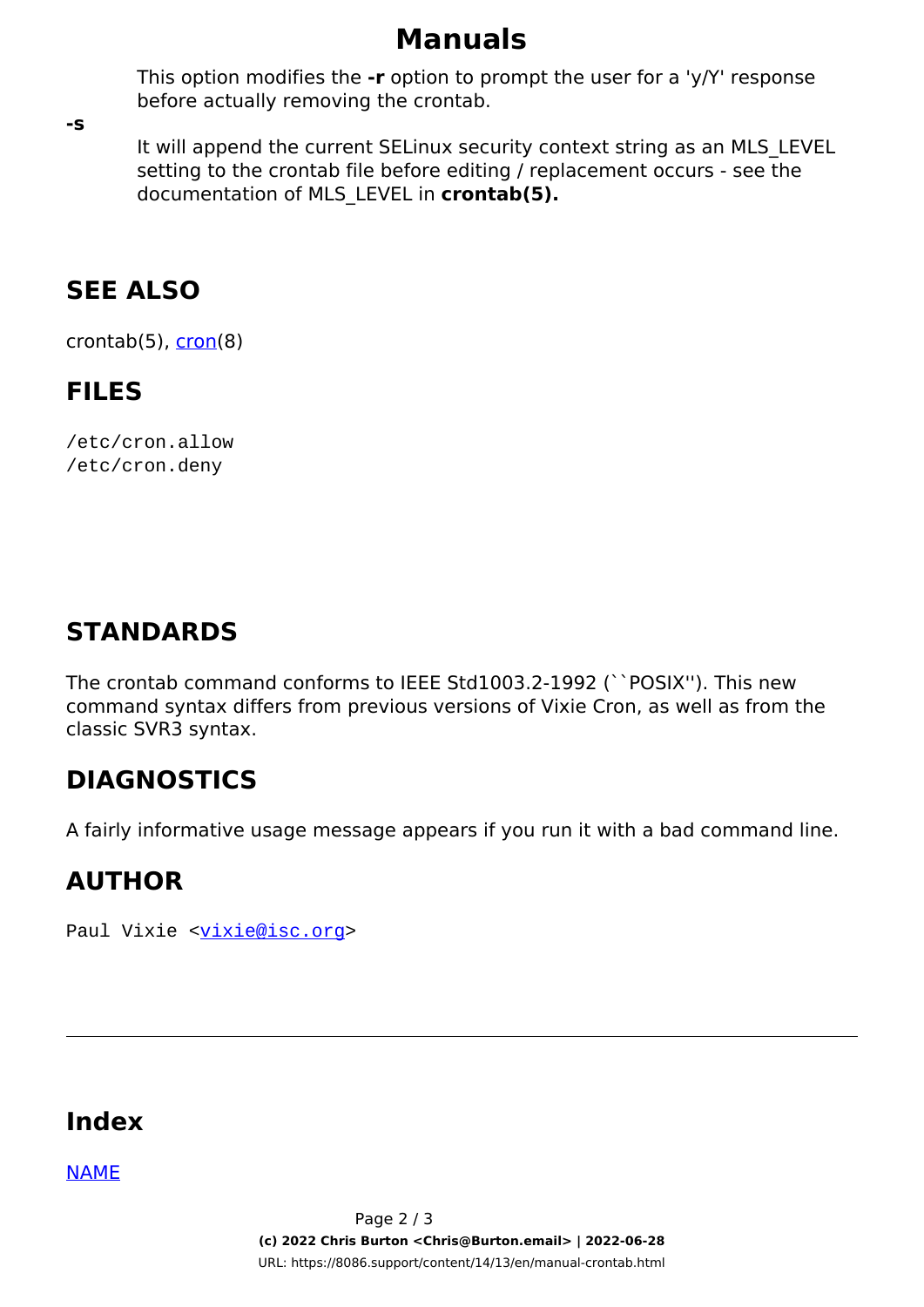This option modifies the **-r** option to prompt the user for a 'y/Y' response before actually removing the crontab.

**-s**

It will append the current SELinux security context string as an MLS_LEVEL setting to the crontab file before editing / replacement occurs - see the documentation of MLS_LEVEL in **crontab(5).**

## SEE ALSO

crontab(5), cron(8)

## FILES

```
/etc/cron.allow
/etc/cron.deny
```

## STANDARDS

The crontab command conforms to IEEE Std1003.2-1992 (``POSIX''). This new command syntax differs from previous versions of Vixie Cron, as well as from the classic SVR3 syntax.

## DIAGNOSTICS

A fairly informative usage message appears if you run it with a bad command line.

## AUTHOR

Paul Vixie <vixie@isc.org>

---

## Index

NAME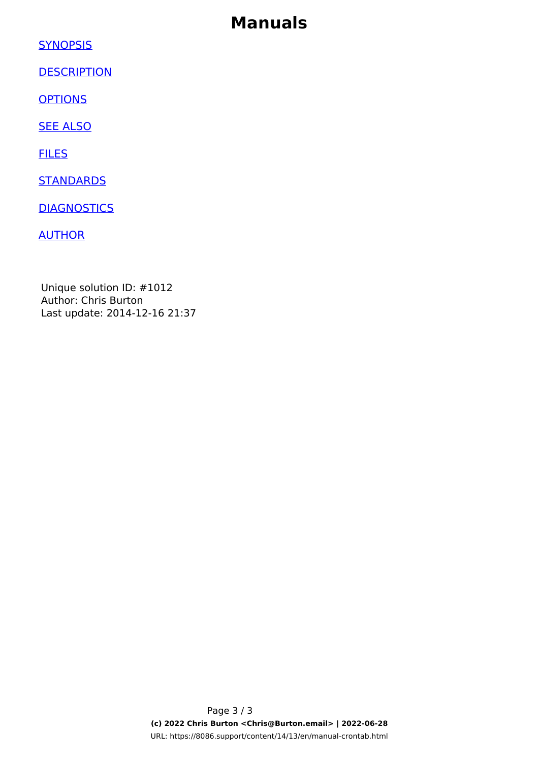# Manuals

SYNOPSIS

DESCRIPTION

OPTIONS

SEE ALSO

FILES

STANDARDS

DIAGNOSTICS

AUTHOR

Unique solution ID: #1012
Author: Chris Burton
Last update: 2014-12-16 21:37